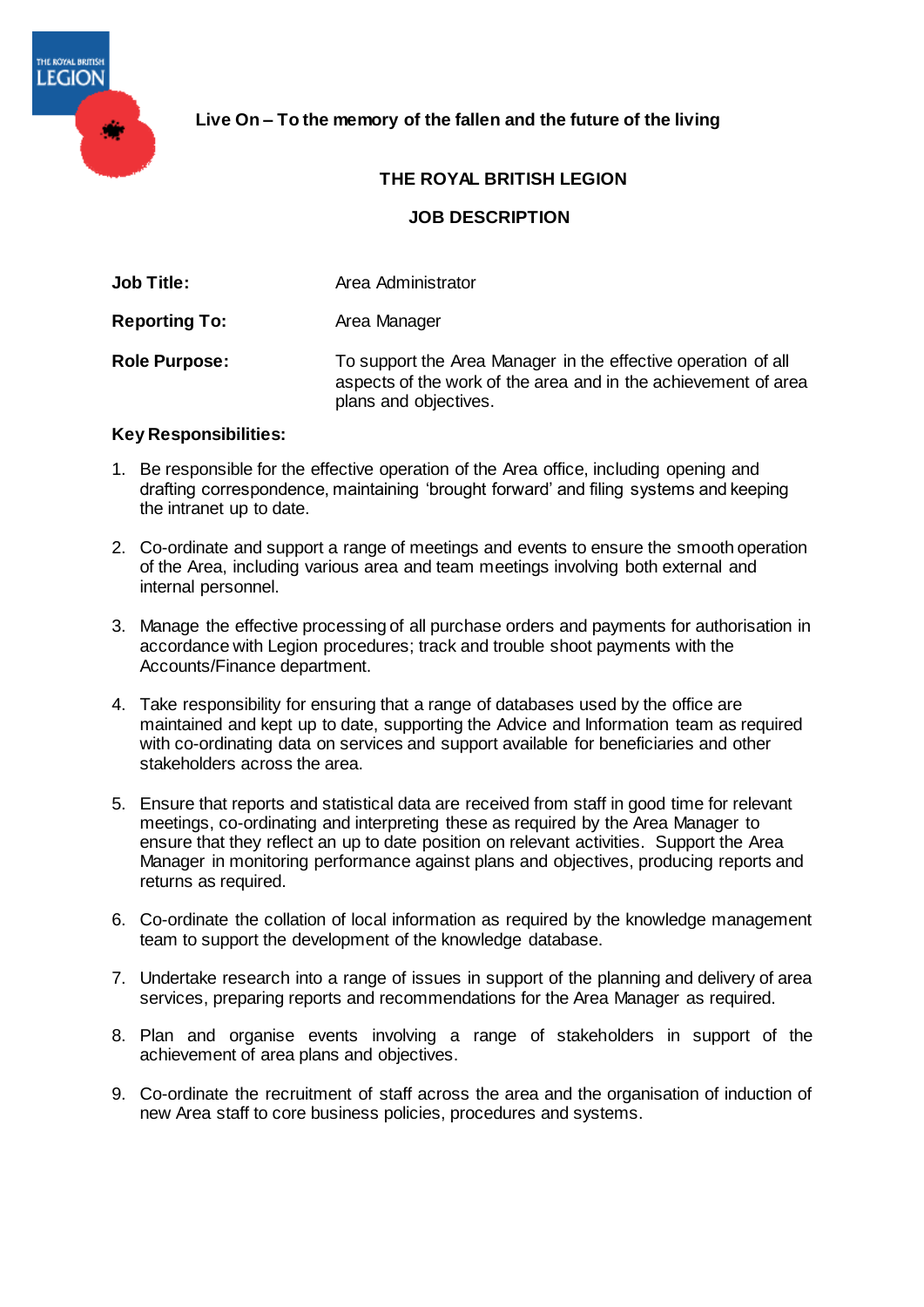**Live On – To the memory of the fallen and the future of the living**

# THE ROYAL BRITISH LEGION

## JOB DESCRIPTION

**Job Title:** Area Administrator

**Reporting To:** Area Manager

**Role Purpose:** To support the Area Manager in the effective operation of all aspects of the work of the area and in the achievement of area plans and objectives.

**Key Responsibilities:**

1. Be responsible for the effective operation of the Area office, including opening and drafting correspondence, maintaining 'brought forward' and filing systems and keeping the intranet up to date.

2. Co-ordinate and support a range of meetings and events to ensure the smooth operation of the Area, including various area and team meetings involving both external and internal personnel.

3. Manage the effective processing of all purchase orders and payments for authorisation in accordance with Legion procedures; track and trouble shoot payments with the Accounts/Finance department.

4. Take responsibility for ensuring that a range of databases used by the office are maintained and kept up to date, supporting the Advice and Information team as required with co-ordinating data on services and support available for beneficiaries and other stakeholders across the area.

5. Ensure that reports and statistical data are received from staff in good time for relevant meetings, co-ordinating and interpreting these as required by the Area Manager to ensure that they reflect an up to date position on relevant activities. Support the Area Manager in monitoring performance against plans and objectives, producing reports and returns as required.

6. Co-ordinate the collation of local information as required by the knowledge management team to support the development of the knowledge database.

7. Undertake research into a range of issues in support of the planning and delivery of area services, preparing reports and recommendations for the Area Manager as required.

8. Plan and organise events involving a range of stakeholders in support of the achievement of area plans and objectives.

9. Co-ordinate the recruitment of staff across the area and the organisation of induction of new Area staff to core business policies, procedures and systems.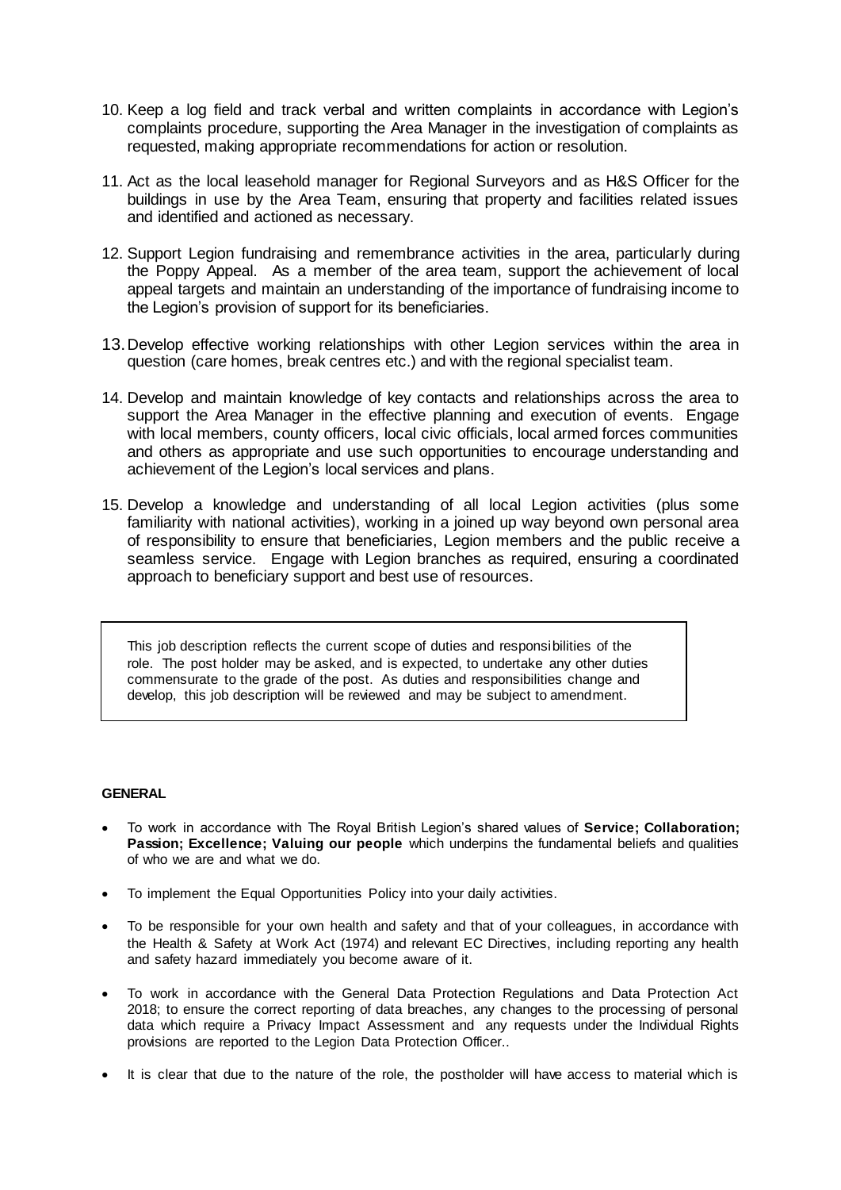10. Keep a log field and track verbal and written complaints in accordance with Legion's complaints procedure, supporting the Area Manager in the investigation of complaints as requested, making appropriate recommendations for action or resolution.

11. Act as the local leasehold manager for Regional Surveyors and as H&S Officer for the buildings in use by the Area Team, ensuring that property and facilities related issues and identified and actioned as necessary.

12. Support Legion fundraising and remembrance activities in the area, particularly during the Poppy Appeal. As a member of the area team, support the achievement of local appeal targets and maintain an understanding of the importance of fundraising income to the Legion's provision of support for its beneficiaries.

13. Develop effective working relationships with other Legion services within the area in question (care homes, break centres etc.) and with the regional specialist team.

14. Develop and maintain knowledge of key contacts and relationships across the area to support the Area Manager in the effective planning and execution of events. Engage with local members, county officers, local civic officials, local armed forces communities and others as appropriate and use such opportunities to encourage understanding and achievement of the Legion's local services and plans.

15. Develop a knowledge and understanding of all local Legion activities (plus some familiarity with national activities), working in a joined up way beyond own personal area of responsibility to ensure that beneficiaries, Legion members and the public receive a seamless service. Engage with Legion branches as required, ensuring a coordinated approach to beneficiary support and best use of resources.

> This job description reflects the current scope of duties and responsibilities of the role. The post holder may be asked, and is expected, to undertake any other duties commensurate to the grade of the post. As duties and responsibilities change and develop, this job description will be reviewed and may be subject to amendment.

**GENERAL**

- To work in accordance with The Royal British Legion's shared values of **Service; Collaboration; Passion; Excellence; Valuing our people** which underpins the fundamental beliefs and qualities of who we are and what we do.
- To implement the Equal Opportunities Policy into your daily activities.
- To be responsible for your own health and safety and that of your colleagues, in accordance with the Health & Safety at Work Act (1974) and relevant EC Directives, including reporting any health and safety hazard immediately you become aware of it.
- To work in accordance with the General Data Protection Regulations and Data Protection Act 2018; to ensure the correct reporting of data breaches, any changes to the processing of personal data which require a Privacy Impact Assessment and any requests under the Individual Rights provisions are reported to the Legion Data Protection Officer..
- It is clear that due to the nature of the role, the postholder will have access to material which is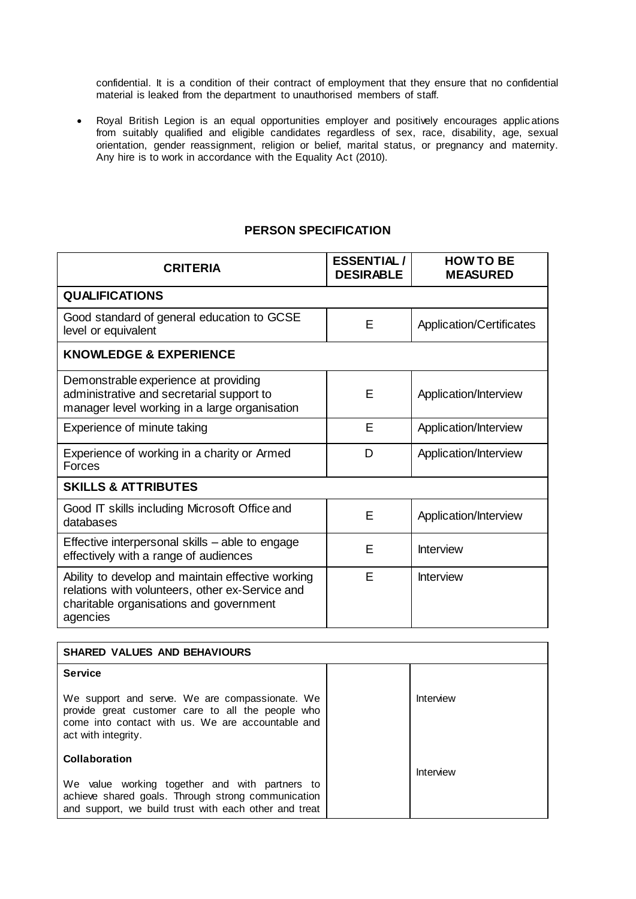confidential. It is a condition of their contract of employment that they ensure that no confidential material is leaked from the department to unauthorised members of staff.

- Royal British Legion is an equal opportunities employer and positively encourages applications from suitably qualified and eligible candidates regardless of sex, race, disability, age, sexual orientation, gender reassignment, religion or belief, marital status, or pregnancy and maternity. Any hire is to work in accordance with the Equality Act (2010).

## PERSON SPECIFICATION

| CRITERIA | ESSENTIAL / DESIRABLE | HOW TO BE MEASURED |
|---|---|---|
| **QUALIFICATIONS** | | |
| Good standard of general education to GCSE level or equivalent | E | Application/Certificates |
| **KNOWLEDGE & EXPERIENCE** | | |
| Demonstrable experience at providing administrative and secretarial support to manager level working in a large organisation | E | Application/Interview |
| Experience of minute taking | E | Application/Interview |
| Experience of working in a charity or Armed Forces | D | Application/Interview |
| **SKILLS & ATTRIBUTES** | | |
| Good IT skills including Microsoft Office and databases | E | Application/Interview |
| Effective interpersonal skills – able to engage effectively with a range of audiences | E | Interview |
| Ability to develop and maintain effective working relations with volunteers, other ex-Service and charitable organisations and government agencies | E | Interview |

| SHARED VALUES AND BEHAVIOURS | | |
|---|---|---|
| **Service**<br><br>We support and serve. We are compassionate. We provide great customer care to all the people who come into contact with us. We are accountable and act with integrity. | | Interview |
| **Collaboration**<br><br>We value working together and with partners to achieve shared goals. Through strong communication and support, we build trust with each other and treat | | Interview |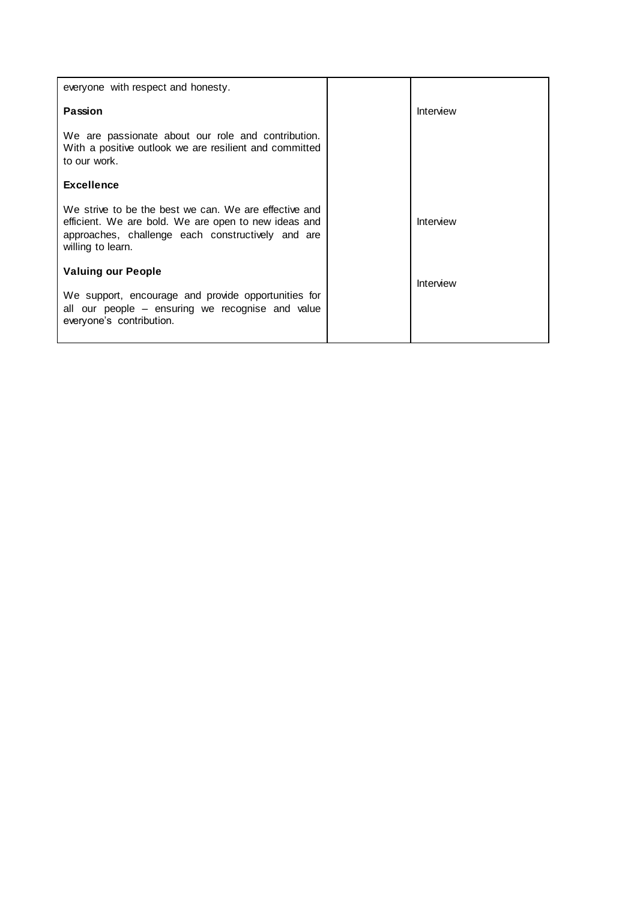| | | |
|---|---|---|
| everyone with respect and honesty. | | |
| **Passion**<br><br>We are passionate about our role and contribution. With a positive outlook we are resilient and committed to our work. | | Interview |
| **Excellence**<br><br>We strive to be the best we can. We are effective and efficient. We are bold. We are open to new ideas and approaches, challenge each constructively and are willing to learn. | | Interview |
| **Valuing our People**<br><br>We support, encourage and provide opportunities for all our people – ensuring we recognise and value everyone's contribution. | | Interview |